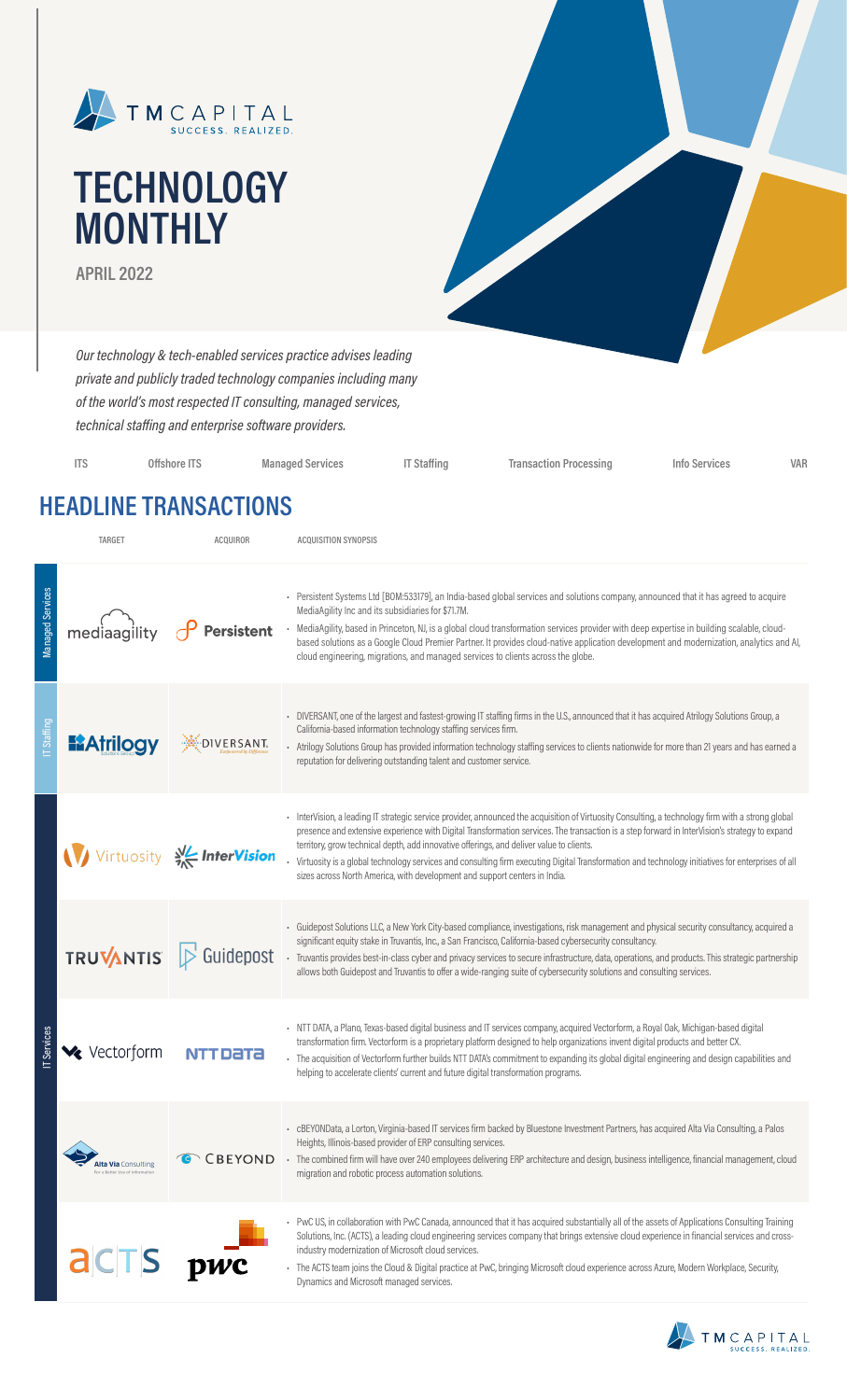TM CAPITAL
SUCCESS. REALIZED.

# TECHNOLOGY MONTHLY

**APRIL 2022**

*Our technology & tech-enabled services practice advises leading private and publicly traded technology companies including many of the world's most respected IT consulting, managed services, technical staffing and enterprise software providers.*

ITS | Offshore ITS | Managed Services | IT Staffing | Transaction Processing | Info Services | VAR

## HEADLINE TRANSACTIONS

| Sector | Target | Acquiror | Acquisition Synopsis |
|---|---|---|---|
| Managed Services | mediaagility | Persistent | • Persistent Systems Ltd [BOM:533179], an India-based global services and solutions company, announced that it has agreed to acquire MediaAgility Inc and its subsidiaries for $71.7M. • MediaAgility, based in Princeton, NJ, is a global cloud transformation services provider with deep expertise in building scalable, cloud-based solutions as a Google Cloud Premier Partner. It provides cloud-native application development and modernization, analytics and AI, cloud engineering, migrations, and managed services to clients across the globe. |
| IT Staffing | Atrilogy | DIVERSANT | • DIVERSANT, one of the largest and fastest-growing IT staffing firms in the U.S., announced that it has acquired Atrilogy Solutions Group, a California-based information technology staffing services firm. • Atrilogy Solutions Group has provided information technology staffing services to clients nationwide for more than 21 years and has earned a reputation for delivering outstanding talent and customer service. |
| IT Services | Virtuosity | InterVision | • InterVision, a leading IT strategic service provider, announced the acquisition of Virtuosity Consulting, a technology firm with a strong global presence and extensive experience with Digital Transformation services. The transaction is a step forward in InterVision's strategy to expand territory, grow technical depth, add innovative offerings, and deliver value to clients. • Virtuosity is a global technology services and consulting firm executing Digital Transformation and technology initiatives for enterprises of all sizes across North America, with development and support centers in India. |
| IT Services | TRUVANTIS | Guidepost | • Guidepost Solutions LLC, a New York City-based compliance, investigations, risk management and physical security consultancy, acquired a significant equity stake in Truvantis, Inc., a San Francisco, California-based cybersecurity consultancy. • Truvantis provides best-in-class cyber and privacy services to secure infrastructure, data, operations, and products. This strategic partnership allows both Guidepost and Truvantis to offer a wide-ranging suite of cybersecurity solutions and consulting services. |
| IT Services | Vectorform | NTT DATA | • NTT DATA, a Plano, Texas-based digital business and IT services company, acquired Vectorform, a Royal Oak, Michigan-based digital transformation firm. Vectorform is a proprietary platform designed to help organizations invent digital products and better CX. • The acquisition of Vectorform further builds NTT DATA's commitment to expanding its global digital engineering and design capabilities and helping to accelerate clients' current and future digital transformation programs. |
| IT Services | Alta Via Consulting | CBEYOND | • cBEYONData, a Lorton, Virginia-based IT services firm backed by Bluestone Investment Partners, has acquired Alta Via Consulting, a Palos Heights, Illinois-based provider of ERP consulting services. • The combined firm will have over 240 employees delivering ERP architecture and design, business intelligence, financial management, cloud migration and robotic process automation solutions. |
| IT Services | ACTS | pwc | • PwC US, in collaboration with PwC Canada, announced that it has acquired substantially all of the assets of Applications Consulting Training Solutions, Inc. (ACTS), a leading cloud engineering services company that brings extensive cloud experience in financial services and cross-industry modernization of Microsoft cloud services. • The ACTS team joins the Cloud & Digital practice at PwC, bringing Microsoft cloud experience across Azure, Modern Workplace, Security, Dynamics and Microsoft managed services. |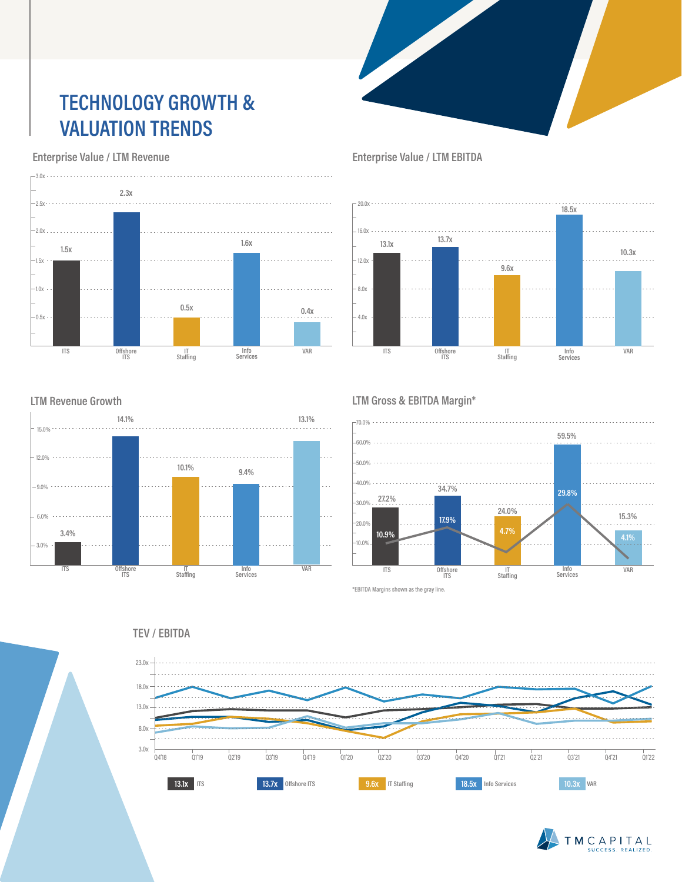# TECHNOLOGY GROWTH & VALUATION TRENDS

## Enterprise Value / LTM Revenue

| Segment | EV / LTM Revenue |
| --- | --- |
| ITS | 1.5x |
| Offshore ITS | 2.3x |
| IT Staffing | 0.5x |
| Info Services | 1.6x |
| VAR | 0.4x |

## Enterprise Value / LTM EBITDA

| Segment | EV / LTM EBITDA |
| --- | --- |
| ITS | 13.1x |
| Offshore ITS | 13.7x |
| IT Staffing | 9.6x |
| Info Services | 18.5x |
| VAR | 10.3x |

## LTM Revenue Growth

| Segment | LTM Revenue Growth |
| --- | --- |
| ITS | 3.4% |
| Offshore ITS | 14.1% |
| IT Staffing | 10.1% |
| Info Services | 9.4% |
| VAR | 13.1% |

## LTM Gross & EBITDA Margin*

| Segment | Gross Margin | EBITDA Margin |
| --- | --- | --- |
| ITS | 27.2% | 10.9% |
| Offshore ITS | 34.7% | 17.9% |
| IT Staffing | 24.0% | 4.7% |
| Info Services | 59.5% | 29.8% |
| VAR | 15.3% | 4.1% |

*EBITDA Margins shown as the gray line.

## TEV / EBITDA

Quarters shown: Q4'18, Q1'19, Q2'19, Q3'19, Q4'19, Q1'20, Q2'20, Q3'20, Q4'20, Q1'21, Q2'21, Q3'21, Q4'21, Q1'22

| Current | Segment |
| --- | --- |
| 13.1x | ITS |
| 13.7x | Offshore ITS |
| 9.6x | IT Staffing |
| 18.5x | Info Services |
| 10.3x | VAR |

TM CAPITAL
SUCCESS. REALIZED.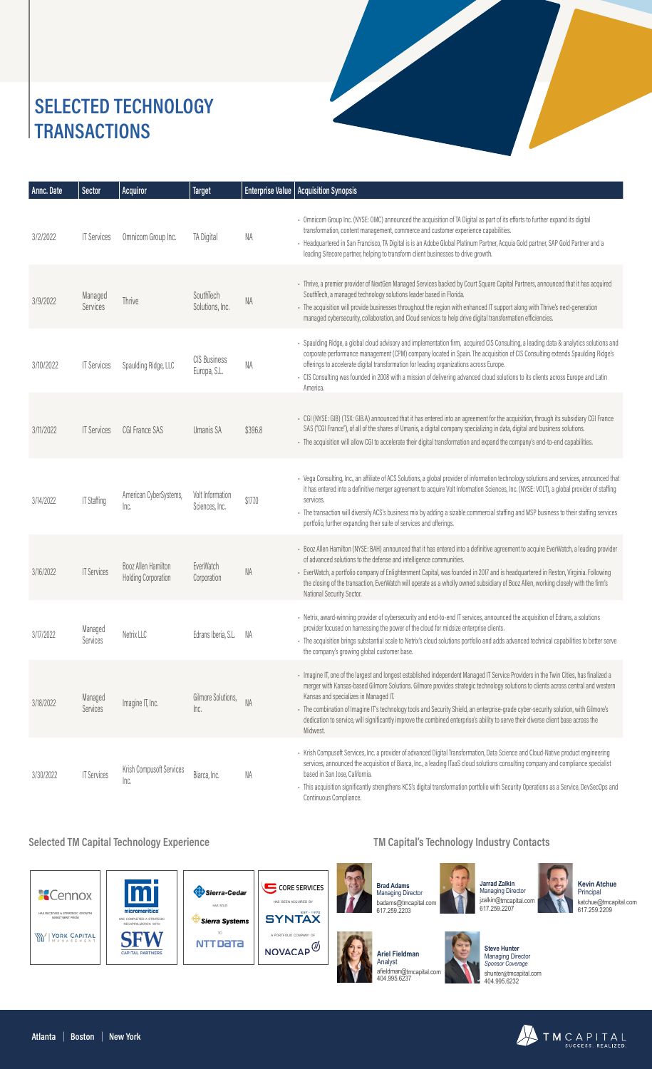# SELECTED TECHNOLOGY TRANSACTIONS

| Annc. Date | Sector | Acquiror | Target | Enterprise Value | Acquisition Synopsis |
|---|---|---|---|---|---|
| 3/2/2022 | IT Services | Omnicom Group Inc. | TA Digital | NA | • Omnicom Group Inc. (NYSE: OMC) announced the acquisition of TA Digital as part of its efforts to further expand its digital transformation, content management, commerce and customer experience capabilities.<br>• Headquartered in San Francisco, TA Digital is is an Adobe Global Platinum Partner, Acquia Gold partner, SAP Gold Partner and a leading Sitecore partner, helping to transform client businesses to drive growth. |
| 3/9/2022 | Managed Services | Thrive | SouthTech Solutions, Inc. | NA | • Thrive, a premier provider of NextGen Managed Services backed by Court Square Capital Partners, announced that it has acquired SouthTech, a managed technology solutions leader based in Florida.<br>• The acquisition will provide businesses throughout the region with enhanced IT support along with Thrive's next-generation managed cybersecurity, collaboration, and Cloud services to help drive digital transformation efficiencies. |
| 3/10/2022 | IT Services | Spaulding Ridge, LLC | CIS Business Europa, S.L. | NA | • Spaulding Ridge, a global cloud advisory and implementation firm, acquired CIS Consulting, a leading data & analytics solutions and corporate performance management (CPM) company located in Spain. The acquisition of CIS Consulting extends Spaulding Ridge's offerings to accelerate digital transformation for leading organizations across Europe.<br>• CIS Consulting was founded in 2008 with a mission of delivering advanced cloud solutions to its clients across Europe and Latin America. |
| 3/11/2022 | IT Services | CGI France SAS | Umanis SA | $396.8 | • CGI (NYSE: GIB) (TSX: GIB.A) announced that it has entered into an agreement for the acquisition, through its subsidiary CGI France SAS ("CGI France"), of all of the shares of Umanis, a digital company specializing in data, digital and business solutions.<br>• The acquisition will allow CGI to accelerate their digital transformation and expand the company's end-to-end capabilities. |
| 3/14/2022 | IT Staffing | American CyberSystems, Inc. | Volt Information Sciences, Inc. | $177.0 | • Vega Consulting, Inc., an affiliate of ACS Solutions, a global provider of information technology solutions and services, announced that it has entered into a definitive merger agreement to acquire Volt Information Sciences, Inc. (NYSE: VOLT), a global provider of staffing services.<br>• The transaction will diversify ACS's business mix by adding a sizable commercial staffing and MSP business to their staffing services portfolio, further expanding their suite of services and offerings. |
| 3/16/2022 | IT Services | Booz Allen Hamilton Holding Corporation | EverWatch Corporation | NA | • Booz Allen Hamilton (NYSE: BAH) announced that it has entered into a definitive agreement to acquire EverWatch, a leading provider of advanced solutions to the defense and intelligence communities.<br>• EverWatch, a portfolio company of Enlightenment Capital, was founded in 2017 and is headquartered in Reston, Virginia. Following the closing of the transaction, EverWatch will operate as a wholly owned subsidiary of Booz Allen, working closely with the firm's National Security Sector. |
| 3/17/2022 | Managed Services | Netrix LLC | Edrans Iberia, S.L. | NA | • Netrix, award-winning provider of cybersecurity and end-to-end IT services, announced the acquisition of Edrans, a solutions provider focused on harnessing the power of the cloud for midsize enterprise clients.<br>• The acquisition brings substantial scale to Netrix's cloud solutions portfolio and adds advanced technical capabilities to better serve the company's growing global customer base. |
| 3/18/2022 | Managed Services | Imagine IT, Inc. | Gilmore Solutions, Inc. | NA | • Imagine IT, one of the largest and longest established independent Managed IT Service Providers in the Twin Cities, has finalized a merger with Kansas-based Gilmore Solutions. Gilmore provides strategic technology solutions to clients across central and western Kansas and specializes in Managed IT.<br>• The combination of Imagine IT's technology tools and Security Shield, an enterprise-grade cyber-security solution, with Gilmore's dedication to service, will significantly improve the combined enterprise's ability to serve their diverse client base across the Midwest. |
| 3/30/2022 | IT Services | Krish Compusoft Services Inc. | Biarca, Inc. | NA | • Krish Compusoft Services, Inc. a provider of advanced Digital Transformation, Data Science and Cloud-Native product engineering services, announced the acquisition of Biarca, Inc., a leading ITaaS cloud solutions consulting company and compliance specialist based in San Jose, California.<br>• This acquisition significantly strengthens KCS's digital transformation portfolio with Security Operations as a Service, DevSecOps and Continuous Compliance. |

## Selected TM Capital Technology Experience

Cennox — HAS RECEIVED A STRATEGIC GROWTH INVESTMENT FROM — York Capital Management

micromeritics — HAS COMPLETED A STRATEGIC RECAPITALIZATION WITH — SFW Capital Partners

Sierra-Cedar — HAS SOLD — Sierra Systems — TO — NTT Data

Core Services — HAS BEEN ACQUIRED BY — Syntax — A PORTFOLIO COMPANY OF — Novacap

## TM Capital's Technology Industry Contacts

**Brad Adams**
Managing Director
badams@tmcapital.com
617.259.2203

**Jarrad Zalkin**
Managing Director
jzalkin@tmcapital.com
617.259.2207

**Kevin Atchue**
Principal
katchue@tmcapital.com
617.259.2209

**Ariel Fieldman**
Analyst
afieldman@tmcapital.com
404.995.6237

**Steve Hunter**
Managing Director
*Sponsor Coverage*
shunter@tmcapital.com
404.995.6232

Atlanta | Boston | New York

TM CAPITAL — SUCCESS. REALIZED.